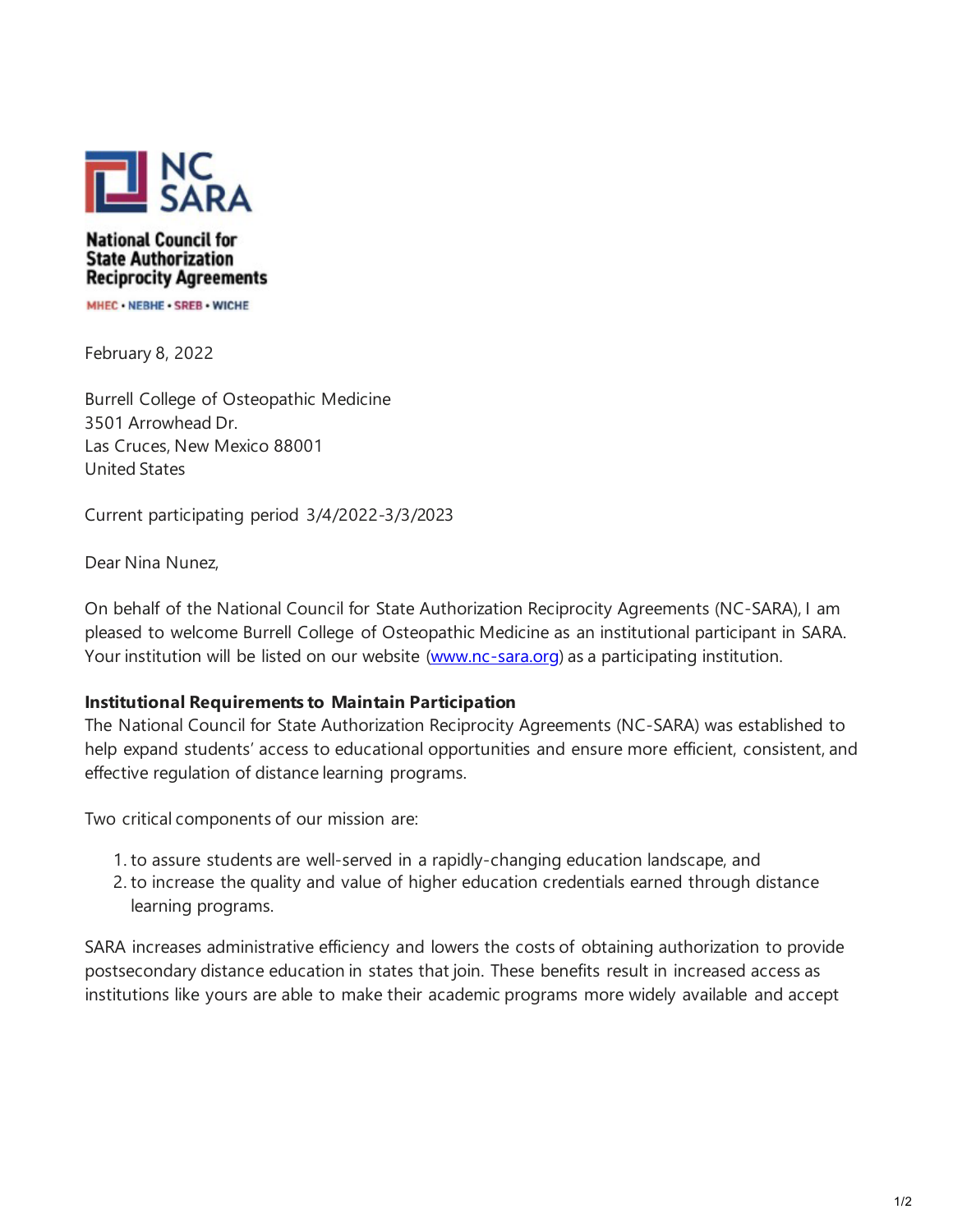NC SARA

**National Council for State Authorization Reciprocity Agreements**

MHEC • NEBHE • SREB • WICHE

February 8, 2022

Burrell College of Osteopathic Medicine
3501 Arrowhead Dr.
Las Cruces, New Mexico 88001
United States

Current participating period 3/4/2022-3/3/2023

Dear Nina Nunez,

On behalf of the National Council for State Authorization Reciprocity Agreements (NC-SARA), I am pleased to welcome Burrell College of Osteopathic Medicine as an institutional participant in SARA. Your institution will be listed on our website ([www.nc-sara.org](http://www.nc-sara.org)) as a participating institution.

**Institutional Requirements to Maintain Participation**

The National Council for State Authorization Reciprocity Agreements (NC-SARA) was established to help expand students' access to educational opportunities and ensure more efficient, consistent, and effective regulation of distance learning programs.

Two critical components of our mission are:

1. to assure students are well-served in a rapidly-changing education landscape, and
2. to increase the quality and value of higher education credentials earned through distance learning programs.

SARA increases administrative efficiency and lowers the costs of obtaining authorization to provide postsecondary distance education in states that join. These benefits result in increased access as institutions like yours are able to make their academic programs more widely available and accept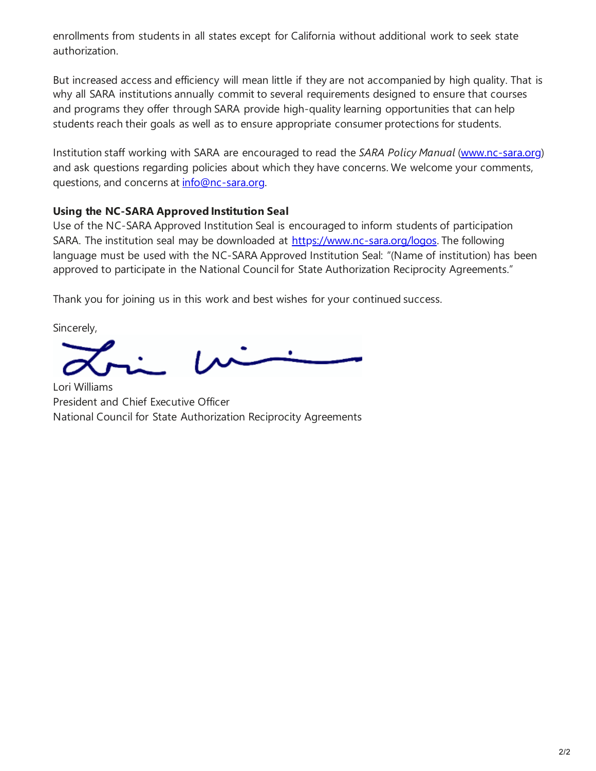enrollments from students in all states except for California without additional work to seek state authorization.

But increased access and efficiency will mean little if they are not accompanied by high quality. That is why all SARA institutions annually commit to several requirements designed to ensure that courses and programs they offer through SARA provide high-quality learning opportunities that can help students reach their goals as well as to ensure appropriate consumer protections for students.

Institution staff working with SARA are encouraged to read the *SARA Policy Manual* (www.nc-sara.org) and ask questions regarding policies about which they have concerns. We welcome your comments, questions, and concerns at info@nc-sara.org.

**Using the NC-SARA Approved Institution Seal**
Use of the NC-SARA Approved Institution Seal is encouraged to inform students of participation SARA. The institution seal may be downloaded at https://www.nc-sara.org/logos. The following language must be used with the NC-SARA Approved Institution Seal: "(Name of institution) has been approved to participate in the National Council for State Authorization Reciprocity Agreements."

Thank you for joining us in this work and best wishes for your continued success.

Sincerely,

Lori Williams
President and Chief Executive Officer
National Council for State Authorization Reciprocity Agreements